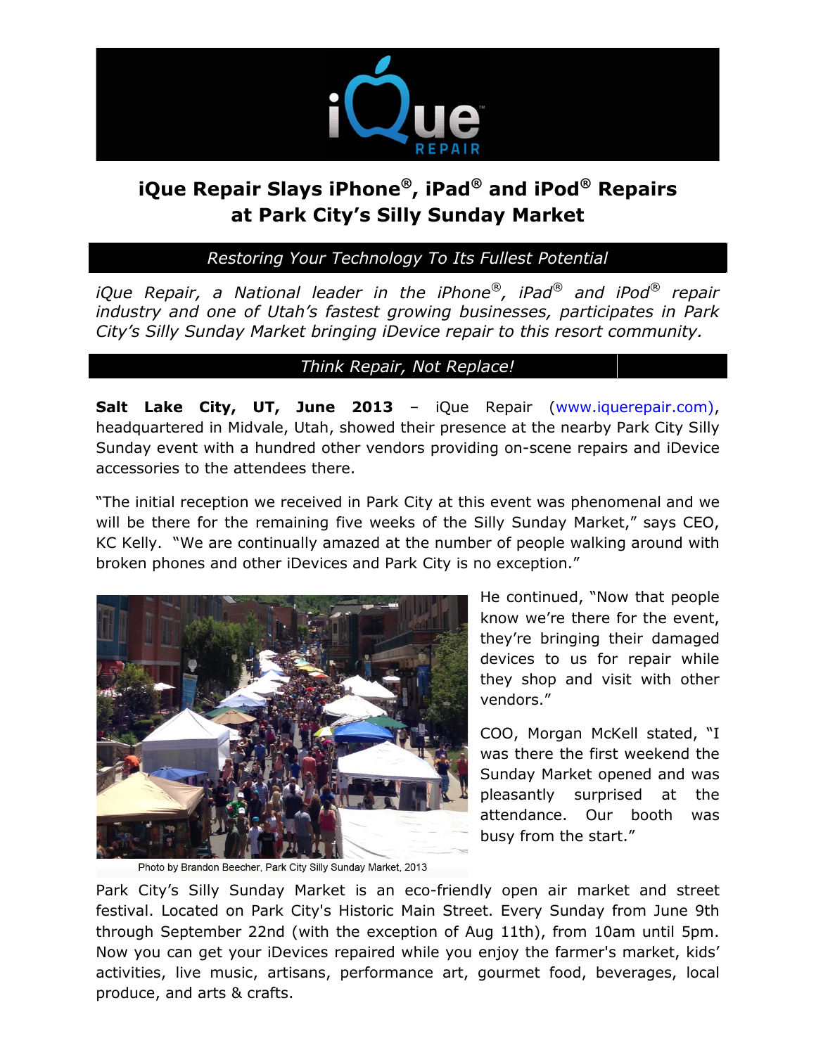# iQue Repair Slays iPhone®, iPad® and iPod® Repairs at Park City's Silly Sunday Market

*Restoring Your Technology To Its Fullest Potential*

*iQue Repair, a National leader in the iPhone®, iPad® and iPod® repair industry and one of Utah's fastest growing businesses, participates in Park City's Silly Sunday Market bringing iDevice repair to this resort community.*

*Think Repair, Not Replace!*

**Salt Lake City, UT, June 2013** – iQue Repair (www.iquerepair.com), headquartered in Midvale, Utah, showed their presence at the nearby Park City Silly Sunday event with a hundred other vendors providing on-scene repairs and iDevice accessories to the attendees there.

"The initial reception we received in Park City at this event was phenomenal and we will be there for the remaining five weeks of the Silly Sunday Market," says CEO, KC Kelly. "We are continually amazed at the number of people walking around with broken phones and other iDevices and Park City is no exception."

He continued, "Now that people know we're there for the event, they're bringing their damaged devices to us for repair while they shop and visit with other vendors."

COO, Morgan McKell stated, "I was there the first weekend the Sunday Market opened and was pleasantly surprised at the attendance. Our booth was busy from the start."

Photo by Brandon Beecher, Park City Silly Sunday Market, 2013

Park City's Silly Sunday Market is an eco-friendly open air market and street festival. Located on Park City's Historic Main Street. Every Sunday from June 9th through September 22nd (with the exception of Aug 11th), from 10am until 5pm. Now you can get your iDevices repaired while you enjoy the farmer's market, kids' activities, live music, artisans, performance art, gourmet food, beverages, local produce, and arts & crafts.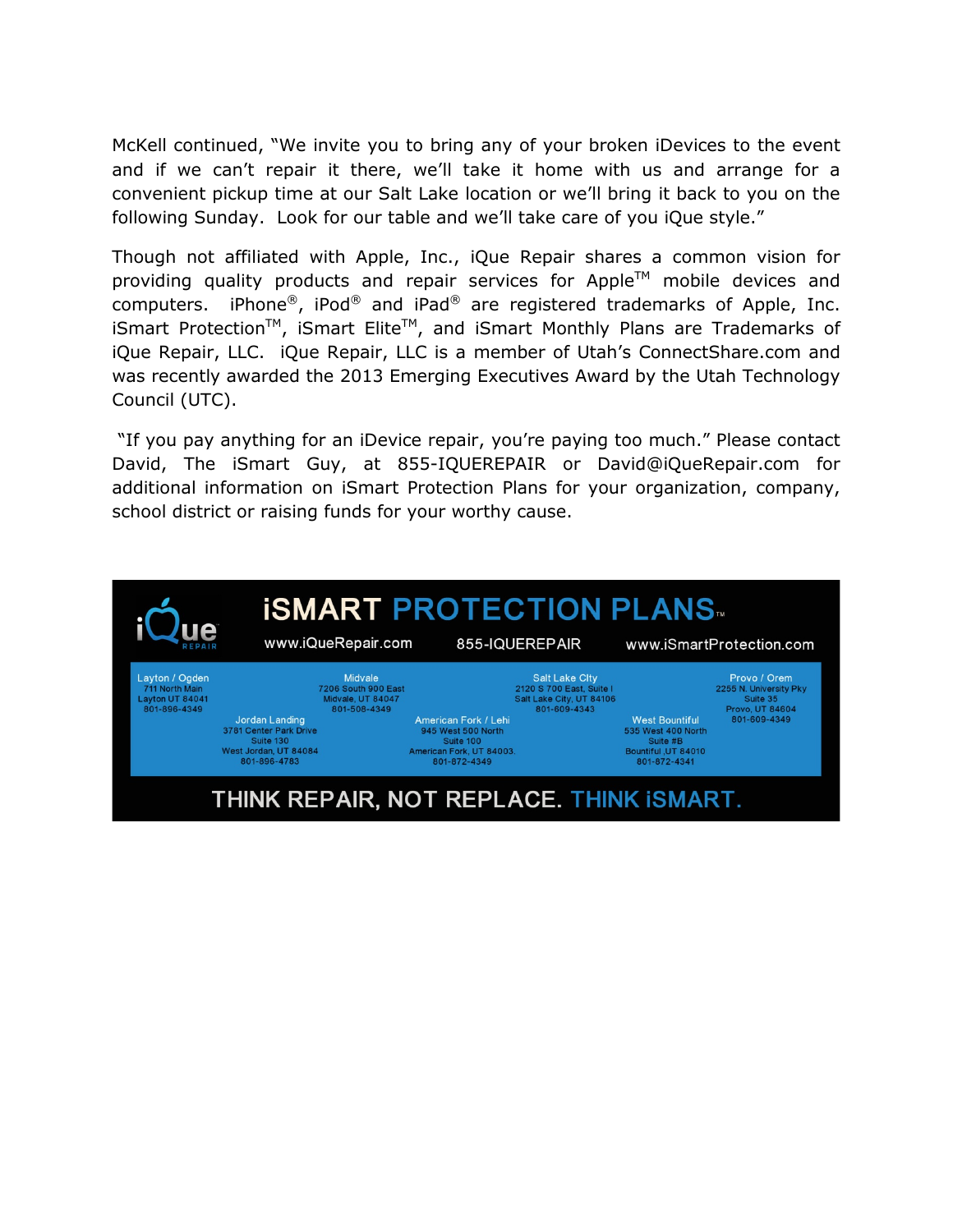McKell continued, "We invite you to bring any of your broken iDevices to the event and if we can't repair it there, we'll take it home with us and arrange for a convenient pickup time at our Salt Lake location or we'll bring it back to you on the following Sunday. Look for our table and we'll take care of you iQue style."

Though not affiliated with Apple, Inc., iQue Repair shares a common vision for providing quality products and repair services for Apple™ mobile devices and computers. iPhone®, iPod® and iPad® are registered trademarks of Apple, Inc. iSmart Protection™, iSmart Elite™, and iSmart Monthly Plans are Trademarks of iQue Repair, LLC. iQue Repair, LLC is a member of Utah's ConnectShare.com and was recently awarded the 2013 Emerging Executives Award by the Utah Technology Council (UTC).

"If you pay anything for an iDevice repair, you're paying too much." Please contact David, The iSmart Guy, at 855-IQUEREPAIR or David@iQueRepair.com for additional information on iSmart Protection Plans for your organization, company, school district or raising funds for your worthy cause.

iQue REPAIR

## iSMART PROTECTION PLANS™

www.iQueRepair.com 855-IQUEREPAIR www.iSmartProtection.com

**Layton / Ogden**
711 North Main
Layton UT 84041
801-896-4349

**Midvale**
7206 South 900 East
Midvale, UT 84047
801-508-4349

**Salt Lake City**
2120 S 700 East, Suite I
Salt Lake City, UT 84106
801-609-4343

**Provo / Orem**
2255 N. University Pky
Suite 35
Provo, UT 84604
801-609-4349

**Jordan Landing**
3781 Center Park Drive
Suite 130
West Jordan, UT 84084
801-896-4783

**American Fork / Lehi**
945 West 500 North
Suite 100
American Fork, UT 84003.
801-872-4349

**West Bountiful**
535 West 400 North
Suite #B
Bountiful ,UT 84010
801-872-4341

**THINK REPAIR, NOT REPLACE. THINK iSMART.**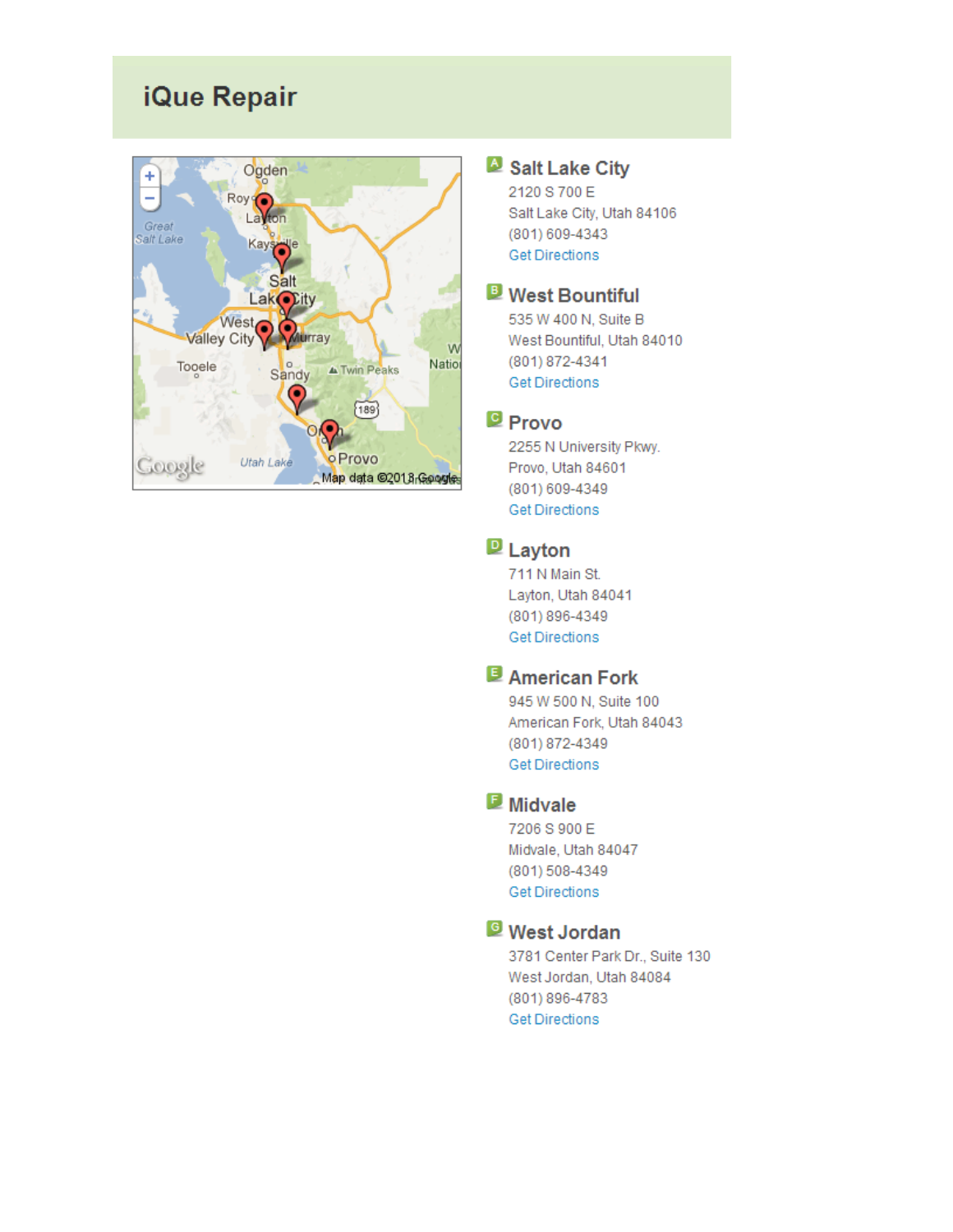# iQue Repair

Ogden
Roy
Layton
Kaysville
Great Salt Lake
Salt Lake City
West Valley City
Murray
Tooele
Sandy
Twin Peaks
Nation
189
Orem
Provo
Utah Lake
Google
Map data ©2013 Google

## A Salt Lake City

2120 S 700 E
Salt Lake City, Utah 84106
(801) 609-4343
Get Directions

## B West Bountiful

535 W 400 N, Suite B
West Bountiful, Utah 84010
(801) 872-4341
Get Directions

## C Provo

2255 N University Pkwy.
Provo, Utah 84601
(801) 609-4349
Get Directions

## D Layton

711 N Main St.
Layton, Utah 84041
(801) 896-4349
Get Directions

## E American Fork

945 W 500 N, Suite 100
American Fork, Utah 84043
(801) 872-4349
Get Directions

## F Midvale

7206 S 900 E
Midvale, Utah 84047
(801) 508-4349
Get Directions

## G West Jordan

3781 Center Park Dr., Suite 130
West Jordan, Utah 84084
(801) 896-4783
Get Directions